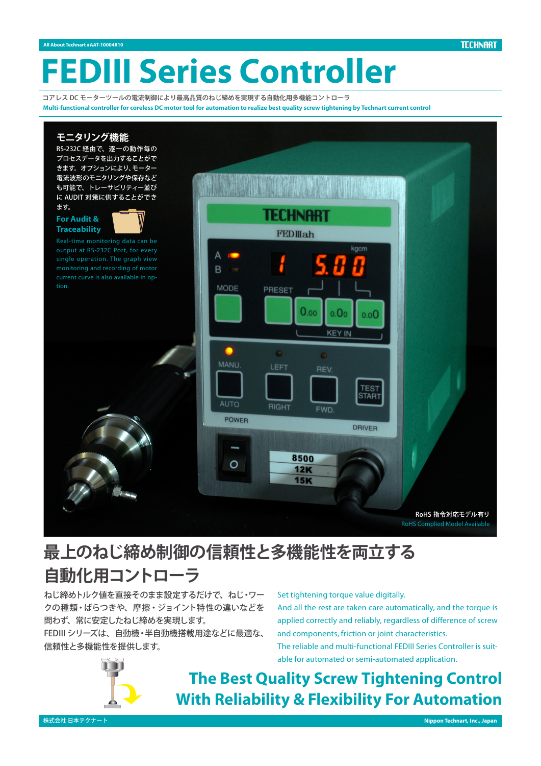All About Technart #AAT-10004R10

# FEDIII Series Controller

コアレス DC モーターツールの電流制御により最高品質のねじ締めを実現する自動化用多機能コントローラ

**Multi-functional controller for coreless DC motor tool for automation to realize best quality screw tightening by Technart current control**

### モニタリング機能

RS-232C 経由で、逐一の動作毎のプロセスデータを出力することができます。オプションにより、モーター電流波形のモニタリングや保存なども可能で、トレーサビリティー並びに AUDIT 対策に供することができます。

### For Audit & Traceability

Real-time monitoring data can be output at RS-232C Port, for every single operation. The graph view monitoring and recording of motor current curve is also available in option.

RoHS 指令対応モデル有り
RoHS Complied Model Available

## 最上のねじ締め制御の信頼性と多機能性を両立する自動化用コントローラ

ねじ締めトルク値を直接そのまま設定するだけで、ねじ・ワークの種類・ばらつきや、摩擦・ジョイント特性の違いなどを問わず、常に安定したねじ締めを実現します。
FEDIII シリーズは、自動機・半自動機搭載用途などに最適な、信頼性と多機能性を提供します。

Set tightening torque value digitally.
And all the rest are taken care automatically, and the torque is applied correctly and reliably, regardless of difference of screw and components, friction or joint characteristics.
The reliable and multi-functional FEDIII Series Controller is suitable for automated or semi-automated application.

## The Best Quality Screw Tightening Control With Reliability & Flexibility For Automation

株式会社 日本テクナート
Nippon Technart, Inc., Japan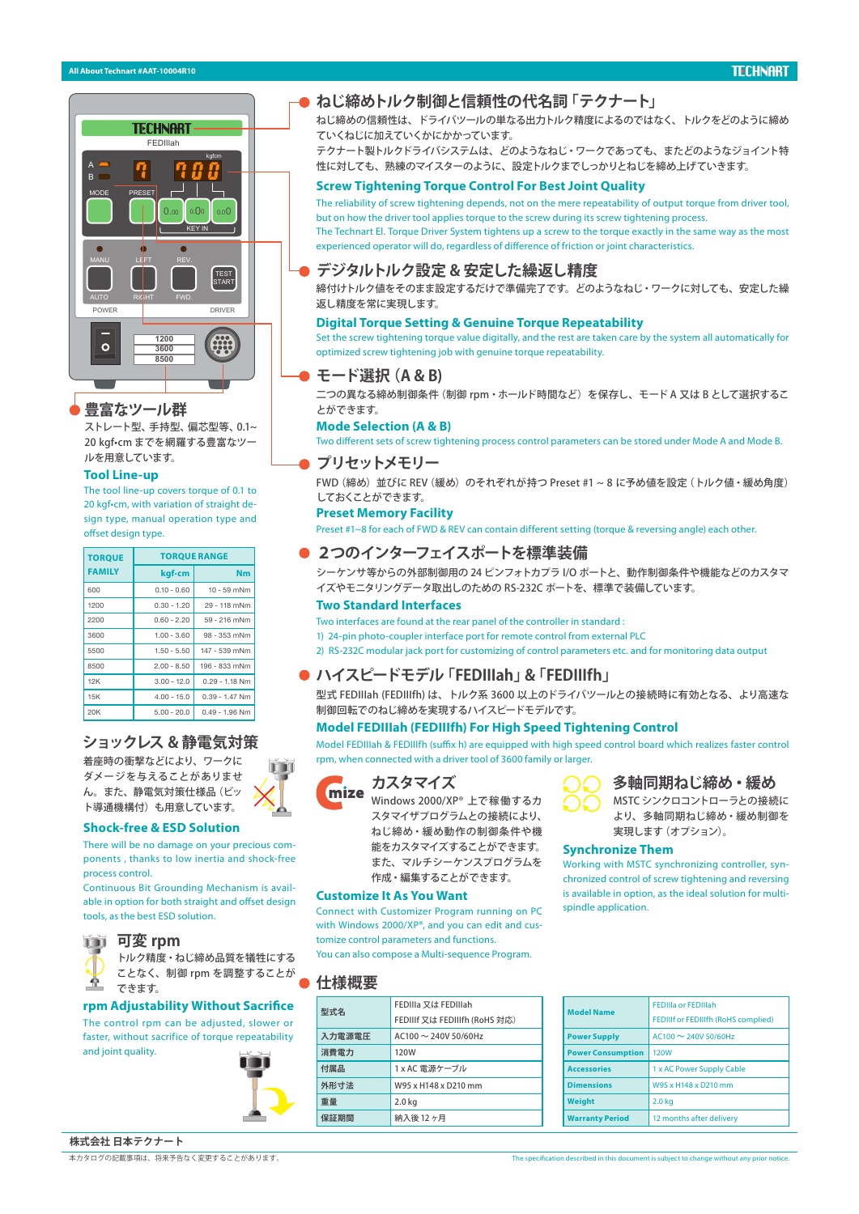## ねじ締めトルク制御と信頼性の代名詞「テクナート」

ねじ締めの信頼性は、ドライバツールの単なる出力トルク精度によるのではなく、トルクをどのように締めていくねじに加えていくかにかかっています。
テクナート製トルクドライバシステムは、どのようなねじ・ワークであっても、またどのようなジョイント特性に対しても、熟練のマイスターのように、設定トルクまでしっかりとねじを締め上げていきます。

### Screw Tightening Torque Control For Best Joint Quality

The reliability of screw tightening depends, not on the mere repeatability of output torque from driver tool, but on how the driver tool applies torque to the screw during its screw tightening process.
The Technart El. Torque Driver System tightens up a screw to the torque exactly in the same way as the most experienced operator will do, regardless of difference of friction or joint characteristics.

## デジタルトルク設定 & 安定した繰返し精度

締付けトルク値をそのまま設定するだけで準備完了です。どのようなねじ・ワークに対しても、安定した繰返し精度を常に実現します。

### Digital Torque Setting & Genuine Torque Repeatability

Set the screw tightening torque value digitally, and the rest are taken care by the system all automatically for optimized screw tightening job with genuine torque repeatability.

## モード選択（A & B）

二つの異なる締め制御条件（制御 rpm・ホールド時間など）を保存し、モード A 又は B として選択することができます。

### Mode Selection (A & B)

Two different sets of screw tightening process control parameters can be stored under Mode A and Mode B.

## プリセットメモリー

FWD（締め）並びに REV（緩め）のそれぞれが持つ Preset #1 ~ 8 に予め値を設定（トルク値・緩め角度）しておくことができます。

### Preset Memory Facility

Preset #1~8 for each of FWD & REV can contain different setting (torque & reversing angle) each other.

## 2つのインターフェイスポートを標準装備

シーケンサ等からの外部制御用の 24 ピンフォトカプラ I/O ポートと、動作制御条件や機能などのカスタマイズやモニタリングデータ取出しのための RS-232C ポートを、標準で装備しています。

### Two Standard Interfaces

Two interfaces are found at the rear panel of the controller in standard :
1) 24-pin photo-coupler interface port for remote control from external PLC
2) RS-232C modular jack port for customizing of control parameters etc. and for monitoring data output

## ハイスピードモデル「FEDIIIah」&「FEDIIIfh」

型式 FEDIIIah (FEDIIIfh) は、トルク系 3600 以上のドライバツールとの接続時に有効となる、より高速な制御回転でのねじ締めを実現するハイスピードモデルです。

### Model FEDIIIah (FEDIIIfh) For High Speed Tightening Control

Model FEDIIIah & FEDIIIfh (suffix h) are equipped with high speed control board which realizes faster control rpm, when connected with a driver tool of 3600 family or larger.

## カスタマイズ

Windows 2000/XP® 上で稼働するカスタマイザプログラムとの接続により、ねじ締め・緩め動作の制御条件や機能をカスタマイズすることができます。
また、マルチシーケンスプログラムを作成・編集することができます。

### Customize It As You Want

Connect with Customizer Program running on PC with Windows 2000/XP®, and you can edit and customize control parameters and functions.
You can also compose a Multi-sequence Program.

## 多軸同期ねじ締め・緩め

MSTC シンクロコントローラとの接続により、多軸同期ねじ締め・緩め制御を実現します（オプション）。

### Synchronize Them

Working with MSTC synchronizing controller, synchronized control of screw tightening and reversing is available in option, as the ideal solution for multi-spindle application.

## 豊富なツール群

ストレート型、手持型、偏芯型等、0.1~20 kgf•cm までを網羅する豊富なツールを用意しています。

### Tool Line-up

The tool line-up covers torque of 0.1 to 20 kgf•cm, with variation of straight design type, manual operation type and offset design type.

| TORQUE FAMILY | TORQUE RANGE | |
|---|---|---|
| | kgf•cm | Nm |
| 600 | 0.10 - 0.60 | 10 - 59 mNm |
| 1200 | 0.30 - 1.20 | 29 - 118 mNm |
| 2200 | 0.60 - 2.20 | 59 - 216 mNm |
| 3600 | 1.00 - 3.60 | 98 - 353 mNm |
| 5500 | 1.50 - 5.50 | 147 - 539 mNm |
| 8500 | 2.00 - 8.50 | 196 - 833 mNm |
| 12K | 3.00 - 12.0 | 0.29 - 1.18 Nm |
| 15K | 4.00 - 15.0 | 0.39 - 1.47 Nm |
| 20K | 5.00 - 20.0 | 0.49 - 1.96 Nm |

## ショックレス & 静電気対策

着座時の衝撃などにより、ワークにダメージを与えることがありません。また、静電気対策仕様品（ビット導通機構付）も用意しています。

### Shock-free & ESD Solution

There will be no damage on your precious components , thanks to low inertia and shock-free process control.
Continuous Bit Grounding Mechanism is available in option for both straight and offset design tools, as the best ESD solution.

## 可変 rpm

トルク精度・ねじ締め品質を犠牲にすることなく、制御 rpm を調整することができます。

### rpm Adjustability Without Sacrifice

The control rpm can be adjusted, slower or faster, without sacrifice of torque repeatability and joint quality.

## 仕様概要

| | |
|---|---|
| 型式名 | FEDIIIa 又は FEDIIIah<br>FEDIIIf 又は FEDIIIfh (RoHS 対応) |
| 入力電源電圧 | AC100 ～ 240V 50/60Hz |
| 消費電力 | 120W |
| 付属品 | 1 x AC 電源ケーブル |
| 外形寸法 | W95 x H148 x D210 mm |
| 重量 | 2.0 kg |
| 保証期間 | 納入後 12 ヶ月 |

| | |
|---|---|
| Model Name | FEDIIIa or FEDIIIah<br>FEDIIIf or FEDIIIfh (RoHS complied) |
| Power Supply | AC100 ～ 240V 50/60Hz |
| Power Consumption | 120W |
| Accessories | 1 x AC Power Supply Cable |
| Dimensions | W95 x H148 x D210 mm |
| Weight | 2.0 kg |
| Warranty Period | 12 months after delivery |

株式会社 日本テクナート

本カタログの記載事項は、将来予告なく変更することがあります。

The specification described in this document is subject to change without any prior notice.